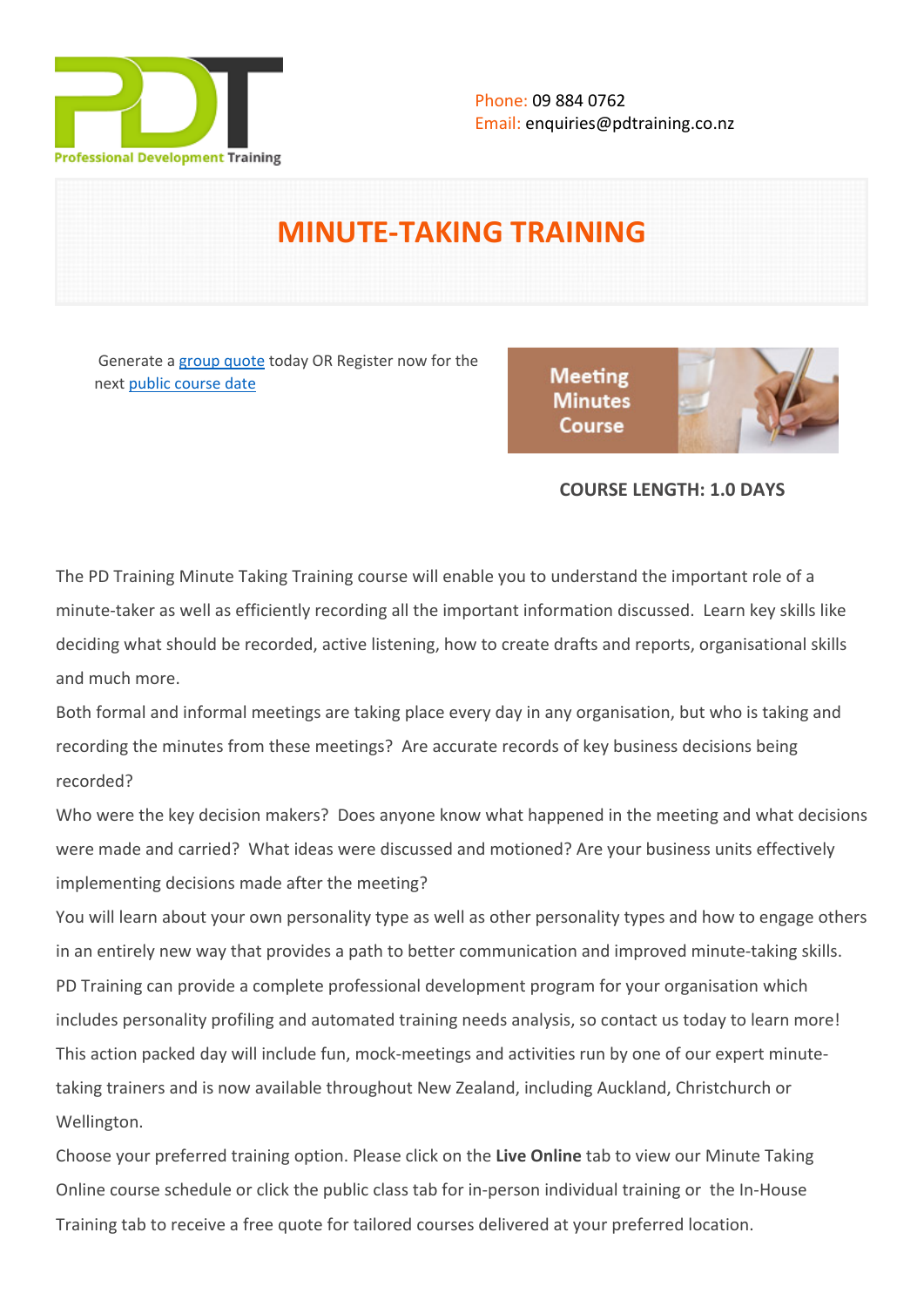Phone: 09 884 0762
Email: enquiries@pdtraining.co.nz

# MINUTE-TAKING TRAINING

Generate a group quote today OR Register now for the next public course date

**COURSE LENGTH: 1.0 DAYS**

The PD Training Minute Taking Training course will enable you to understand the important role of a minute-taker as well as efficiently recording all the important information discussed. Learn key skills like deciding what should be recorded, active listening, how to create drafts and reports, organisational skills and much more.

Both formal and informal meetings are taking place every day in any organisation, but who is taking and recording the minutes from these meetings? Are accurate records of key business decisions being recorded?

Who were the key decision makers? Does anyone know what happened in the meeting and what decisions were made and carried? What ideas were discussed and motioned? Are your business units effectively implementing decisions made after the meeting?

You will learn about your own personality type as well as other personality types and how to engage others in an entirely new way that provides a path to better communication and improved minute-taking skills.

PD Training can provide a complete professional development program for your organisation which includes personality profiling and automated training needs analysis, so contact us today to learn more!

This action packed day will include fun, mock-meetings and activities run by one of our expert minute-taking trainers and is now available throughout New Zealand, including Auckland, Christchurch or Wellington.

Choose your preferred training option. Please click on the **Live Online** tab to view our Minute Taking Online course schedule or click the public class tab for in-person individual training or the In-House Training tab to receive a free quote for tailored courses delivered at your preferred location.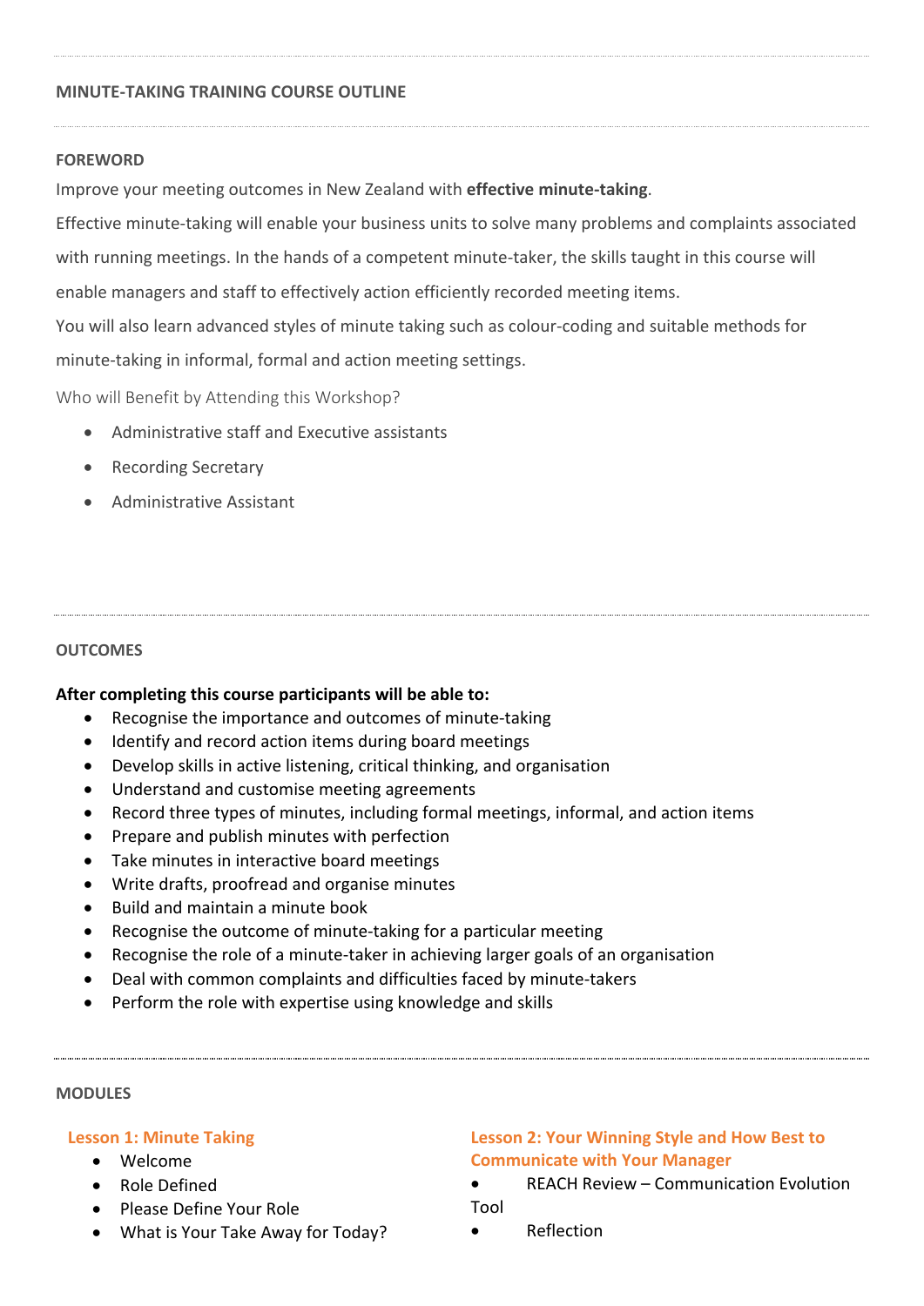## MINUTE-TAKING TRAINING COURSE OUTLINE

### FOREWORD

Improve your meeting outcomes in New Zealand with **effective minute-taking**.

Effective minute-taking will enable your business units to solve many problems and complaints associated with running meetings. In the hands of a competent minute-taker, the skills taught in this course will enable managers and staff to effectively action efficiently recorded meeting items.

You will also learn advanced styles of minute taking such as colour-coding and suitable methods for minute-taking in informal, formal and action meeting settings.

Who will Benefit by Attending this Workshop?

- Administrative staff and Executive assistants
- Recording Secretary
- Administrative Assistant

### OUTCOMES

**After completing this course participants will be able to:**

- Recognise the importance and outcomes of minute-taking
- Identify and record action items during board meetings
- Develop skills in active listening, critical thinking, and organisation
- Understand and customise meeting agreements
- Record three types of minutes, including formal meetings, informal, and action items
- Prepare and publish minutes with perfection
- Take minutes in interactive board meetings
- Write drafts, proofread and organise minutes
- Build and maintain a minute book
- Recognise the outcome of minute-taking for a particular meeting
- Recognise the role of a minute-taker in achieving larger goals of an organisation
- Deal with common complaints and difficulties faced by minute-takers
- Perform the role with expertise using knowledge and skills

### MODULES

#### Lesson 1: Minute Taking

- Welcome
- Role Defined
- Please Define Your Role
- What is Your Take Away for Today?

#### Lesson 2: Your Winning Style and How Best to Communicate with Your Manager

- REACH Review – Communication Evolution Tool
- Reflection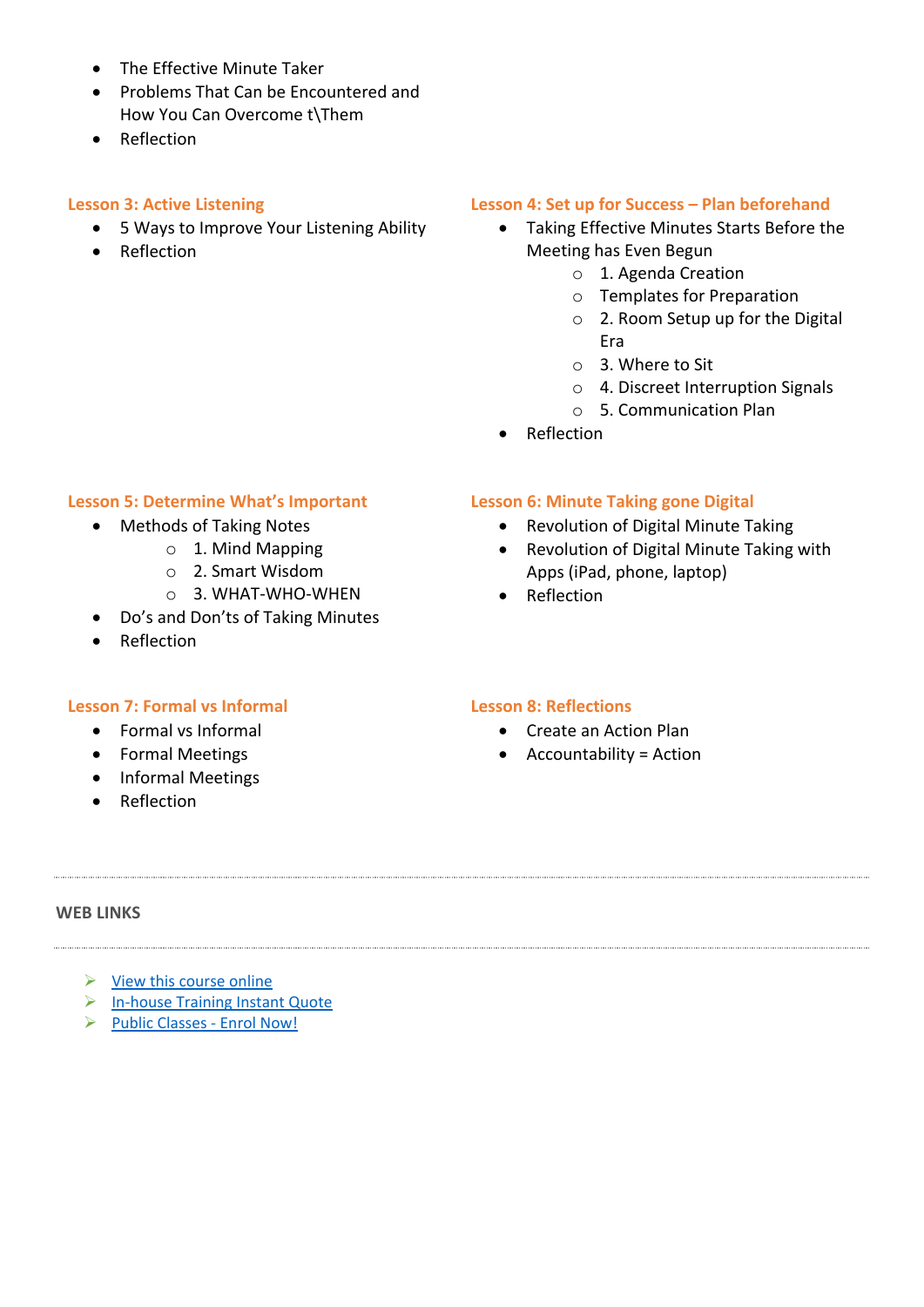- The Effective Minute Taker
- Problems That Can be Encountered and How You Can Overcome t\Them
- Reflection

### Lesson 3: Active Listening

- 5 Ways to Improve Your Listening Ability
- Reflection

### Lesson 4: Set up for Success – Plan beforehand

- Taking Effective Minutes Starts Before the Meeting has Even Begun
  - 1. Agenda Creation
  - Templates for Preparation
  - 2. Room Setup up for the Digital Era
  - 3. Where to Sit
  - 4. Discreet Interruption Signals
  - 5. Communication Plan
- Reflection

### Lesson 5: Determine What's Important

- Methods of Taking Notes
  - 1. Mind Mapping
  - 2. Smart Wisdom
  - 3. WHAT-WHO-WHEN
- Do's and Don'ts of Taking Minutes
- Reflection

### Lesson 6: Minute Taking gone Digital

- Revolution of Digital Minute Taking
- Revolution of Digital Minute Taking with Apps (iPad, phone, laptop)
- Reflection

### Lesson 7: Formal vs Informal

- Formal vs Informal
- Formal Meetings
- Informal Meetings
- Reflection

### Lesson 8: Reflections

- Create an Action Plan
- Accountability = Action

## WEB LINKS

- View this course online
- In-house Training Instant Quote
- Public Classes - Enrol Now!